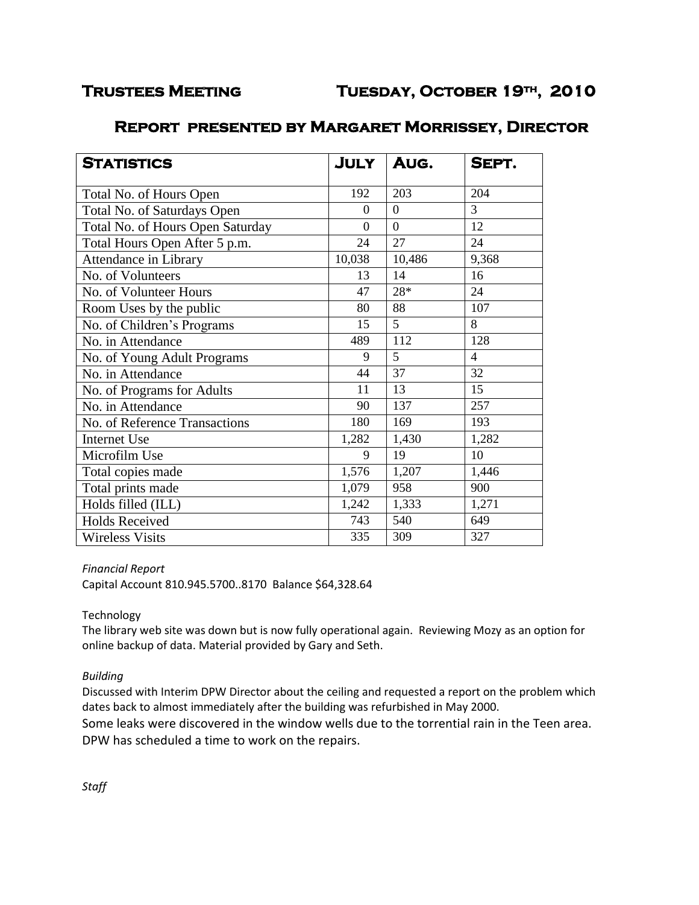# Trustees Meeting Tuesday, October 19th, 2010

## Report presented by Margaret Morrissey, Director

| Statistics | July | Aug. | Sept. |
|---|---|---|---|
| Total No. of Hours Open | 192 | 203 | 204 |
| Total No. of Saturdays Open | 0 | 0 | 3 |
| Total No. of Hours Open Saturday | 0 | 0 | 12 |
| Total Hours Open After 5 p.m. | 24 | 27 | 24 |
| Attendance in Library | 10,038 | 10,486 | 9,368 |
| No. of Volunteers | 13 | 14 | 16 |
| No. of Volunteer Hours | 47 | 28* | 24 |
| Room Uses by the public | 80 | 88 | 107 |
| No. of Children's Programs | 15 | 5 | 8 |
| No. in Attendance | 489 | 112 | 128 |
| No. of Young Adult Programs | 9 | 5 | 4 |
| No. in Attendance | 44 | 37 | 32 |
| No. of Programs for Adults | 11 | 13 | 15 |
| No. in Attendance | 90 | 137 | 257 |
| No. of Reference Transactions | 180 | 169 | 193 |
| Internet Use | 1,282 | 1,430 | 1,282 |
| Microfilm Use | 9 | 19 | 10 |
| Total copies made | 1,576 | 1,207 | 1,446 |
| Total prints made | 1,079 | 958 | 900 |
| Holds filled (ILL) | 1,242 | 1,333 | 1,271 |
| Holds Received | 743 | 540 | 649 |
| Wireless Visits | 335 | 309 | 327 |

*Financial Report*

Capital Account 810.945.5700..8170 Balance $64,328.64

Technology

The library web site was down but is now fully operational again. Reviewing Mozy as an option for online backup of data. Material provided by Gary and Seth.

*Building*

Discussed with Interim DPW Director about the ceiling and requested a report on the problem which dates back to almost immediately after the building was refurbished in May 2000.

Some leaks were discovered in the window wells due to the torrential rain in the Teen area. DPW has scheduled a time to work on the repairs.

*Staff*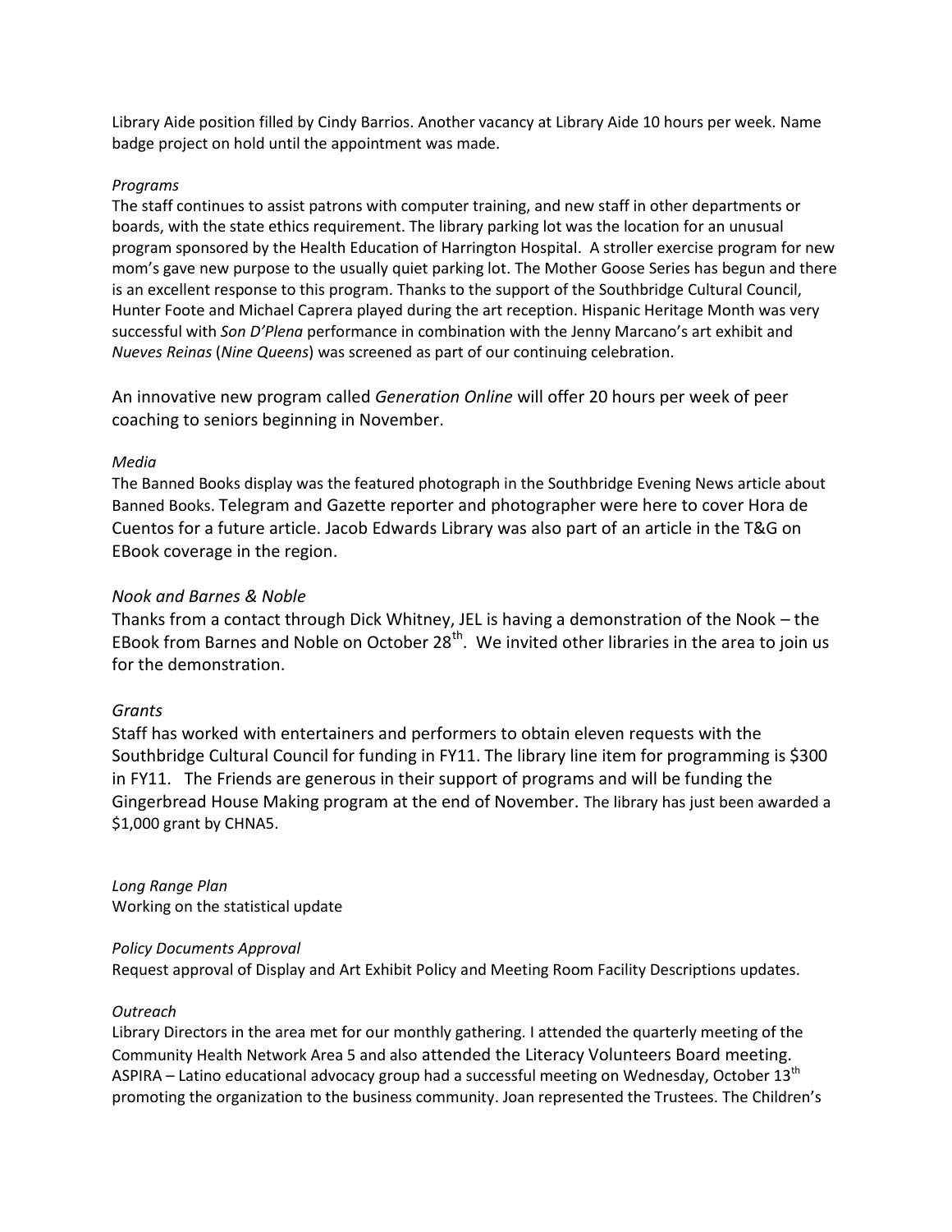Library Aide position filled by Cindy Barrios. Another vacancy at Library Aide 10 hours per week. Name badge project on hold until the appointment was made.

*Programs*

The staff continues to assist patrons with computer training, and new staff in other departments or boards, with the state ethics requirement. The library parking lot was the location for an unusual program sponsored by the Health Education of Harrington Hospital. A stroller exercise program for new mom's gave new purpose to the usually quiet parking lot. The Mother Goose Series has begun and there is an excellent response to this program. Thanks to the support of the Southbridge Cultural Council, Hunter Foote and Michael Caprera played during the art reception. Hispanic Heritage Month was very successful with *Son D'Plena* performance in combination with the Jenny Marcano's art exhibit and *Nueves Reinas* (*Nine Queens*) was screened as part of our continuing celebration.

An innovative new program called *Generation Online* will offer 20 hours per week of peer coaching to seniors beginning in November.

*Media*

The Banned Books display was the featured photograph in the Southbridge Evening News article about Banned Books. Telegram and Gazette reporter and photographer were here to cover Hora de Cuentos for a future article. Jacob Edwards Library was also part of an article in the T&G on EBook coverage in the region.

*Nook and Barnes & Noble*

Thanks from a contact through Dick Whitney, JEL is having a demonstration of the Nook – the EBook from Barnes and Noble on October 28th. We invited other libraries in the area to join us for the demonstration.

*Grants*

Staff has worked with entertainers and performers to obtain eleven requests with the Southbridge Cultural Council for funding in FY11. The library line item for programming is $300 in FY11. The Friends are generous in their support of programs and will be funding the Gingerbread House Making program at the end of November. The library has just been awarded a $1,000 grant by CHNA5.

*Long Range Plan*

Working on the statistical update

*Policy Documents Approval*

Request approval of Display and Art Exhibit Policy and Meeting Room Facility Descriptions updates.

*Outreach*

Library Directors in the area met for our monthly gathering. I attended the quarterly meeting of the Community Health Network Area 5 and also attended the Literacy Volunteers Board meeting. ASPIRA – Latino educational advocacy group had a successful meeting on Wednesday, October 13th promoting the organization to the business community. Joan represented the Trustees. The Children's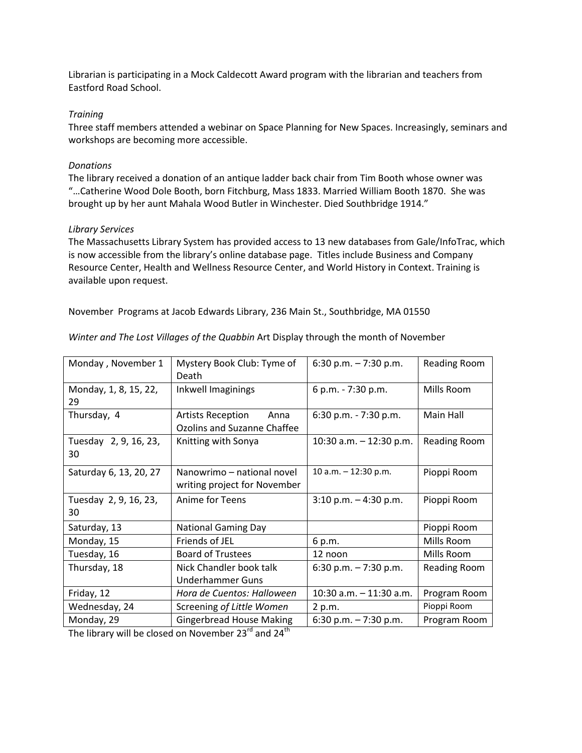Librarian is participating in a Mock Caldecott Award program with the librarian and teachers from Eastford Road School.

*Training*

Three staff members attended a webinar on Space Planning for New Spaces. Increasingly, seminars and workshops are becoming more accessible.

*Donations*

The library received a donation of an antique ladder back chair from Tim Booth whose owner was "…Catherine Wood Dole Booth, born Fitchburg, Mass 1833. Married William Booth 1870. She was brought up by her aunt Mahala Wood Butler in Winchester. Died Southbridge 1914."

*Library Services*

The Massachusetts Library System has provided access to 13 new databases from Gale/InfoTrac, which is now accessible from the library's online database page. Titles include Business and Company Resource Center, Health and Wellness Resource Center, and World History in Context. Training is available upon request.

November Programs at Jacob Edwards Library, 236 Main St., Southbridge, MA 01550

*Winter and The Lost Villages of the Quabbin* Art Display through the month of November

| | | | |
|---|---|---|---|
| Monday , November 1 | Mystery Book Club: Tyme of Death | 6:30 p.m. – 7:30 p.m. | Reading Room |
| Monday, 1, 8, 15, 22, 29 | Inkwell Imaginings | 6 p.m. - 7:30 p.m. | Mills Room |
| Thursday, 4 | Artists Reception Anna Ozolins and Suzanne Chaffee | 6:30 p.m. - 7:30 p.m. | Main Hall |
| Tuesday 2, 9, 16, 23, 30 | Knitting with Sonya | 10:30 a.m. – 12:30 p.m. | Reading Room |
| Saturday 6, 13, 20, 27 | Nanowrimo – national novel writing project for November | 10 a.m. – 12:30 p.m. | Pioppi Room |
| Tuesday 2, 9, 16, 23, 30 | Anime for Teens | 3:10 p.m. – 4:30 p.m. | Pioppi Room |
| Saturday, 13 | National Gaming Day | | Pioppi Room |
| Monday, 15 | Friends of JEL | 6 p.m. | Mills Room |
| Tuesday, 16 | Board of Trustees | 12 noon | Mills Room |
| Thursday, 18 | Nick Chandler book talk Underhammer Guns | 6:30 p.m. – 7:30 p.m. | Reading Room |
| Friday, 12 | *Hora de Cuentos: Halloween* | 10:30 a.m. – 11:30 a.m. | Program Room |
| Wednesday, 24 | Screening *of Little Women* | 2 p.m. | Pioppi Room |
| Monday, 29 | Gingerbread House Making | 6:30 p.m. – 7:30 p.m. | Program Room |

The library will be closed on November 23rd and 24th